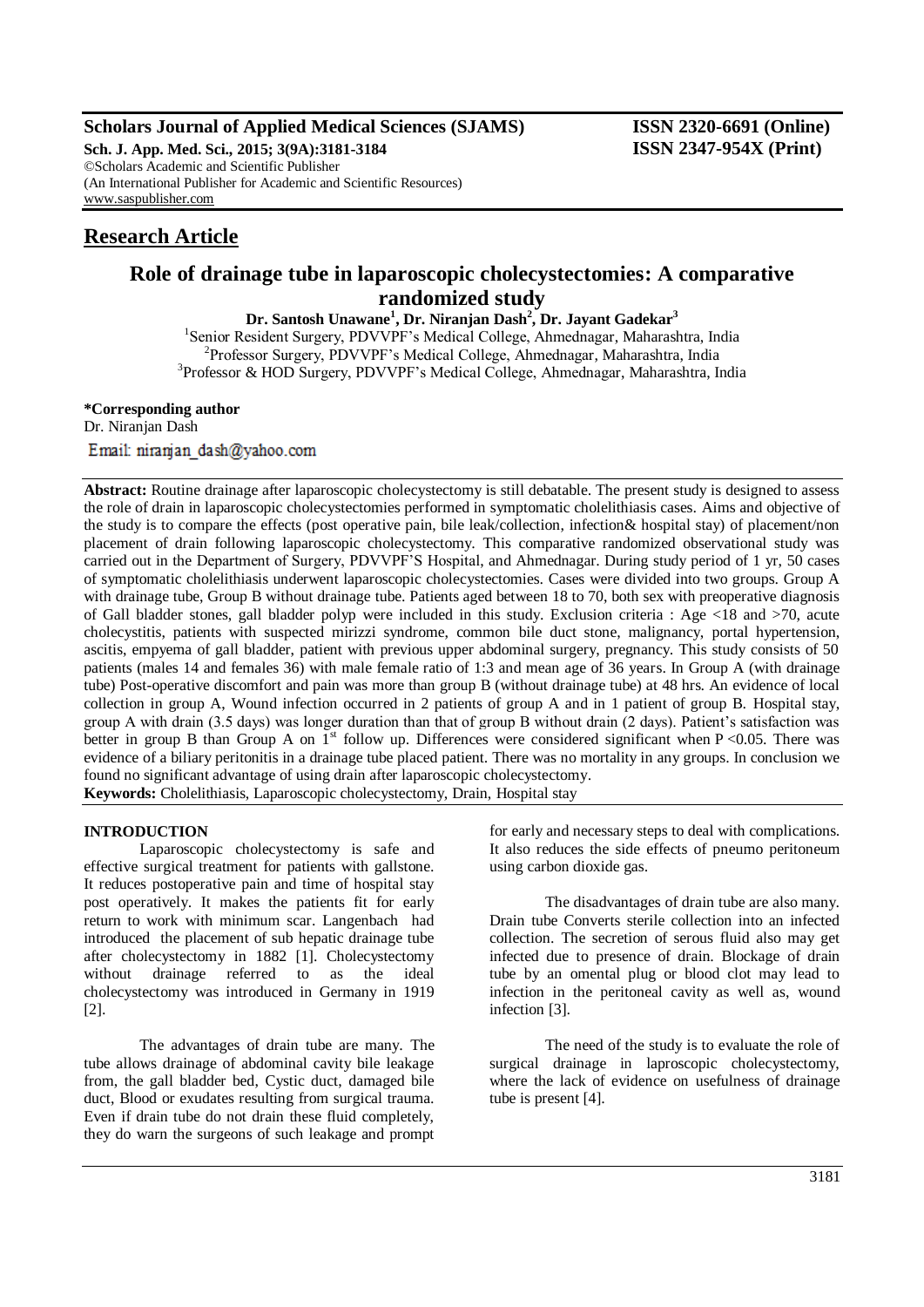**Scholars Journal of Applied Medical Sciences (SJAMS)** **ISSN 2320-6691 (Online)**
**Sch. J. App. Med. Sci., 2015; 3(9A):3181-3184** **ISSN 2347-954X (Print)**
©Scholars Academic and Scientific Publisher
(An International Publisher for Academic and Scientific Resources)
www.saspublisher.com

## Research Article

# Role of drainage tube in laparoscopic cholecystectomies: A comparative randomized study

**Dr. Santosh Unawane[1], Dr. Niranjan Dash[2], Dr. Jayant Gadekar[3]**

[1]Senior Resident Surgery, PDVVPF's Medical College, Ahmednagar, Maharashtra, India
[2]Professor Surgery, PDVVPF's Medical College, Ahmednagar, Maharashtra, India
[3]Professor & HOD Surgery, PDVVPF's Medical College, Ahmednagar, Maharashtra, India

**\*Corresponding author**
Dr. Niranjan Dash
Email: niranjan_dash@yahoo.com

**Abstract:** Routine drainage after laparoscopic cholecystectomy is still debatable. The present study is designed to assess the role of drain in laparoscopic cholecystectomies performed in symptomatic cholelithiasis cases. Aims and objective of the study is to compare the effects (post operative pain, bile leak/collection, infection& hospital stay) of placement/non placement of drain following laparoscopic cholecystectomy. This comparative randomized observational study was carried out in the Department of Surgery, PDVVPF'S Hospital, and Ahmednagar. During study period of 1 yr, 50 cases of symptomatic cholelithiasis underwent laparoscopic cholecystectomies. Cases were divided into two groups. Group A with drainage tube, Group B without drainage tube. Patients aged between 18 to 70, both sex with preoperative diagnosis of Gall bladder stones, gall bladder polyp were included in this study. Exclusion criteria : Age <18 and >70, acute cholecystitis, patients with suspected mirizzi syndrome, common bile duct stone, malignancy, portal hypertension, ascitis, empyema of gall bladder, patient with previous upper abdominal surgery, pregnancy. This study consists of 50 patients (males 14 and females 36) with male female ratio of 1:3 and mean age of 36 years. In Group A (with drainage tube) Post-operative discomfort and pain was more than group B (without drainage tube) at 48 hrs. An evidence of local collection in group A, Wound infection occurred in 2 patients of group A and in 1 patient of group B. Hospital stay, group A with drain (3.5 days) was longer duration than that of group B without drain (2 days). Patient's satisfaction was better in group B than Group A on 1st follow up. Differences were considered significant when $P < 0.05$. There was evidence of a biliary peritonitis in a drainage tube placed patient. There was no mortality in any groups. In conclusion we found no significant advantage of using drain after laparoscopic cholecystectomy.

**Keywords:** Cholelithiasis, Laparoscopic cholecystectomy, Drain, Hospital stay

### INTRODUCTION

Laparoscopic cholecystectomy is safe and effective surgical treatment for patients with gallstone. It reduces postoperative pain and time of hospital stay post operatively. It makes the patients fit for early return to work with minimum scar. Langenbach had introduced the placement of sub hepatic drainage tube after cholecystectomy in 1882 [1]. Cholecystectomy without drainage referred to as the ideal cholecystectomy was introduced in Germany in 1919 [2].

The advantages of drain tube are many. The tube allows drainage of abdominal cavity bile leakage from, the gall bladder bed, Cystic duct, damaged bile duct, Blood or exudates resulting from surgical trauma. Even if drain tube do not drain these fluid completely, they do warn the surgeons of such leakage and prompt for early and necessary steps to deal with complications. It also reduces the side effects of pneumo peritoneum using carbon dioxide gas.

The disadvantages of drain tube are also many. Drain tube Converts sterile collection into an infected collection. The secretion of serous fluid also may get infected due to presence of drain. Blockage of drain tube by an omental plug or blood clot may lead to infection in the peritoneal cavity as well as, wound infection [3].

The need of the study is to evaluate the role of surgical drainage in laproscopic cholecystectomy, where the lack of evidence on usefulness of drainage tube is present [4].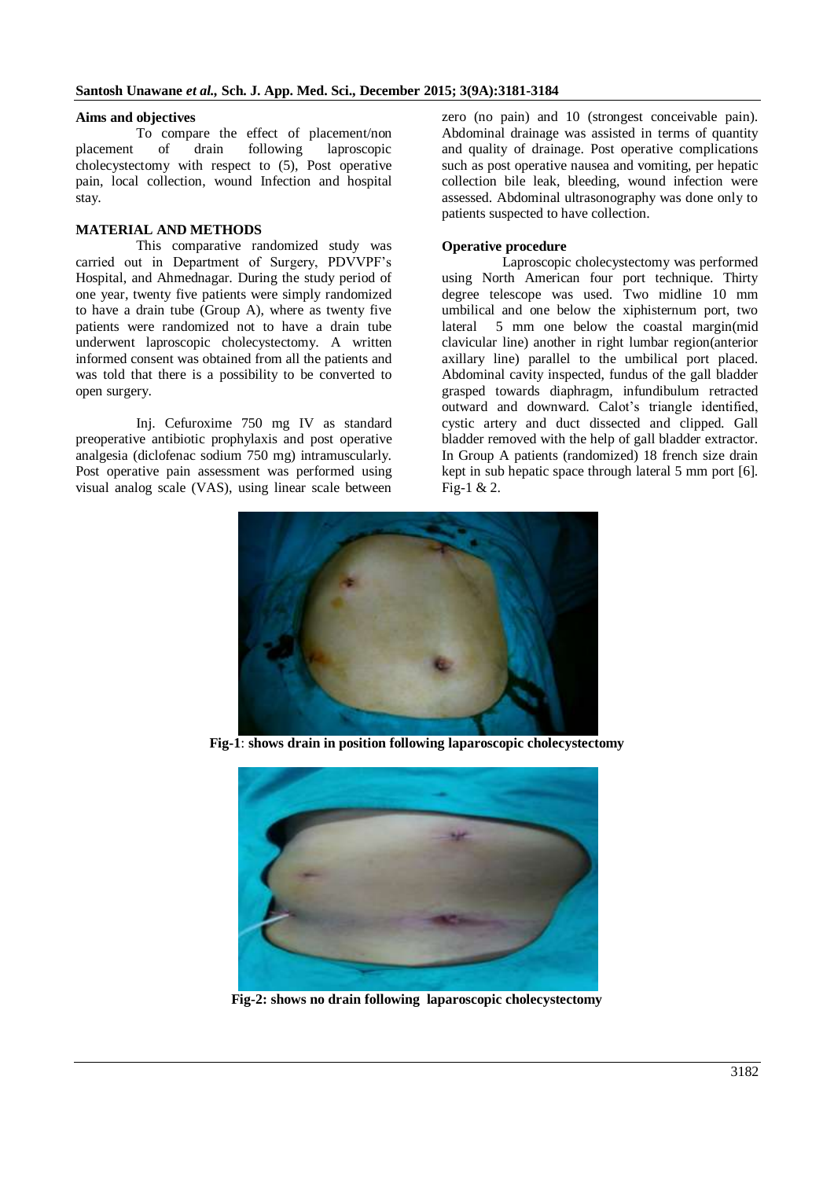### Aims and objectives

To compare the effect of placement/non placement of drain following laproscopic cholecystectomy with respect to (5), Post operative pain, local collection, wound Infection and hospital stay.

### MATERIAL AND METHODS

This comparative randomized study was carried out in Department of Surgery, PDVVPF's Hospital, and Ahmednagar. During the study period of one year, twenty five patients were simply randomized to have a drain tube (Group A), where as twenty five patients were randomized not to have a drain tube underwent laproscopic cholecystectomy. A written informed consent was obtained from all the patients and was told that there is a possibility to be converted to open surgery.

Inj. Cefuroxime 750 mg IV as standard preoperative antibiotic prophylaxis and post operative analgesia (diclofenac sodium 750 mg) intramuscularly. Post operative pain assessment was performed using visual analog scale (VAS), using linear scale between zero (no pain) and 10 (strongest conceivable pain). Abdominal drainage was assisted in terms of quantity and quality of drainage. Post operative complications such as post operative nausea and vomiting, per hepatic collection bile leak, bleeding, wound infection were assessed. Abdominal ultrasonography was done only to patients suspected to have collection.

### Operative procedure

Laproscopic cholecystectomy was performed using North American four port technique. Thirty degree telescope was used. Two midline 10 mm umbilical and one below the xiphisternum port, two lateral 5 mm one below the coastal margin(mid clavicular line) another in right lumbar region(anterior axillary line) parallel to the umbilical port placed. Abdominal cavity inspected, fundus of the gall bladder grasped towards diaphragm, infundibulum retracted outward and downward. Calot's triangle identified, cystic artery and duct dissected and clipped. Gall bladder removed with the help of gall bladder extractor. In Group A patients (randomized) 18 french size drain kept in sub hepatic space through lateral 5 mm port [6]. Fig-1 & 2.

**Fig-1**: **shows drain in position following laparoscopic cholecystectomy**

**Fig-2: shows no drain following laparoscopic cholecystectomy**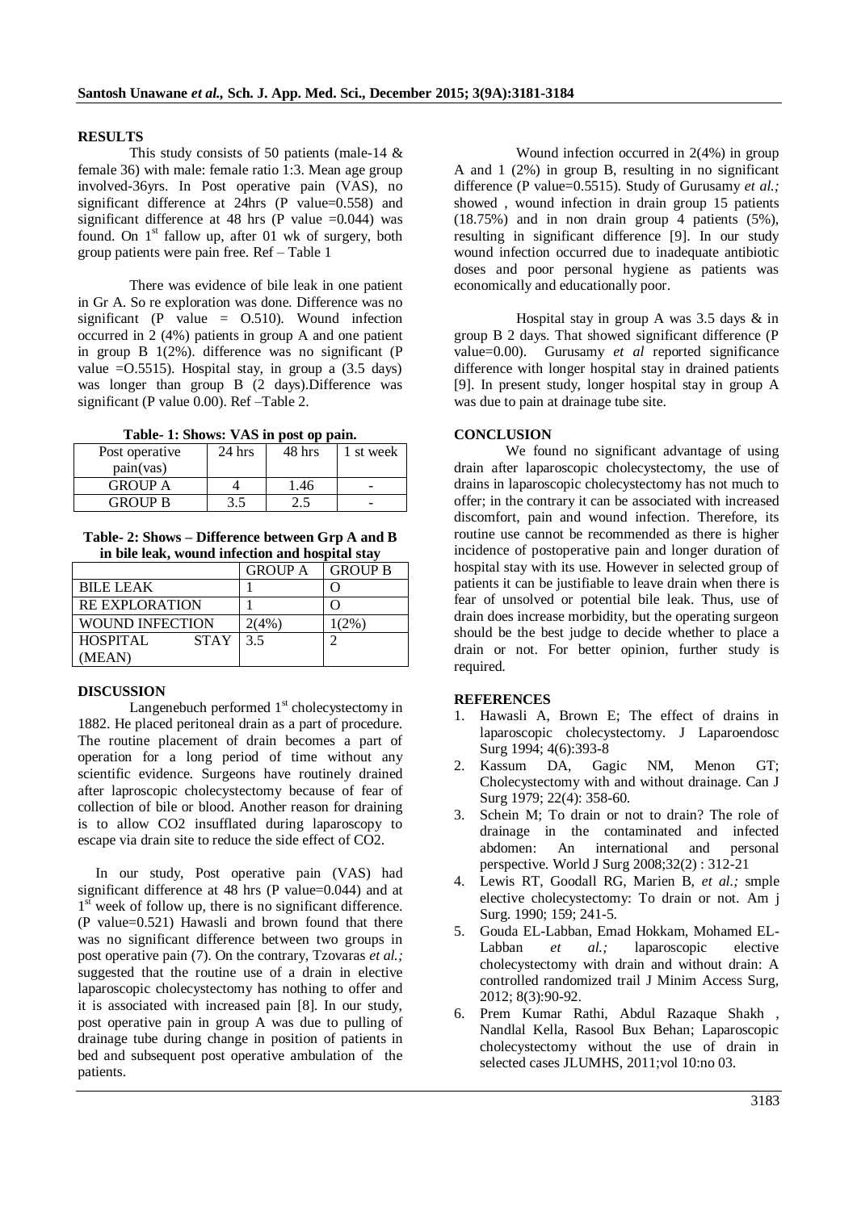## RESULTS

This study consists of 50 patients (male-14 & female 36) with male: female ratio 1:3. Mean age group involved-36yrs. In Post operative pain (VAS), no significant difference at 24hrs (P value=0.558) and significant difference at 48 hrs (P value =0.044) was found. On 1st fallow up, after 01 wk of surgery, both group patients were pain free. Ref – Table 1

There was evidence of bile leak in one patient in Gr A. So re exploration was done. Difference was no significant (P value = O.510). Wound infection occurred in 2 (4%) patients in group A and one patient in group B 1(2%). difference was no significant (P value =O.5515). Hospital stay, in group a (3.5 days) was longer than group B (2 days).Difference was significant (P value 0.00). Ref –Table 2.

**Table- 1: Shows: VAS in post op pain.**

| Post operative pain(vas) | 24 hrs | 48 hrs | 1 st week |
|---|---|---|---|
| GROUP A | 4 | 1.46 | - |
| GROUP B | 3.5 | 2.5 | - |

**Table- 2: Shows – Difference between Grp A and B in bile leak, wound infection and hospital stay**

| | GROUP A | GROUP B |
|---|---|---|
| BILE LEAK | 1 | O |
| RE EXPLORATION | 1 | O |
| WOUND INFECTION | 2(4%) | 1(2%) |
| HOSPITAL STAY (MEAN) | 3.5 | 2 |

## DISCUSSION

Langenebuch performed 1st cholecystectomy in 1882. He placed peritoneal drain as a part of procedure. The routine placement of drain becomes a part of operation for a long period of time without any scientific evidence. Surgeons have routinely drained after laproscopic cholecystectomy because of fear of collection of bile or blood. Another reason for draining is to allow CO2 insufflated during laparoscopy to escape via drain site to reduce the side effect of CO2.

In our study, Post operative pain (VAS) had significant difference at 48 hrs (P value=0.044) and at 1st week of follow up, there is no significant difference. (P value=0.521) Hawasli and brown found that there was no significant difference between two groups in post operative pain (7). On the contrary, Tzovaras *et al.;* suggested that the routine use of a drain in elective laparoscopic cholecystectomy has nothing to offer and it is associated with increased pain [8]. In our study, post operative pain in group A was due to pulling of drainage tube during change in position of patients in bed and subsequent post operative ambulation of the patients.

Wound infection occurred in 2(4%) in group A and 1 (2%) in group B, resulting in no significant difference (P value=0.5515). Study of Gurusamy *et al.;* showed , wound infection in drain group 15 patients (18.75%) and in non drain group 4 patients (5%), resulting in significant difference [9]. In our study wound infection occurred due to inadequate antibiotic doses and poor personal hygiene as patients was economically and educationally poor.

Hospital stay in group A was 3.5 days & in group B 2 days. That showed significant difference (P value=0.00). Gurusamy *et al* reported significance difference with longer hospital stay in drained patients [9]. In present study, longer hospital stay in group A was due to pain at drainage tube site.

## CONCLUSION

We found no significant advantage of using drain after laparoscopic cholecystectomy, the use of drains in laparoscopic cholecystectomy has not much to offer; in the contrary it can be associated with increased discomfort, pain and wound infection. Therefore, its routine use cannot be recommended as there is higher incidence of postoperative pain and longer duration of hospital stay with its use. However in selected group of patients it can be justifiable to leave drain when there is fear of unsolved or potential bile leak. Thus, use of drain does increase morbidity, but the operating surgeon should be the best judge to decide whether to place a drain or not. For better opinion, further study is required.

## REFERENCES

1. Hawasli A, Brown E; The effect of drains in laparoscopic cholecystectomy. J Laparoendosc Surg 1994; 4(6):393-8
2. Kassum DA, Gagic NM, Menon GT; Cholecystectomy with and without drainage. Can J Surg 1979; 22(4): 358-60.
3. Schein M; To drain or not to drain? The role of drainage in the contaminated and infected abdomen: An international and personal perspective. World J Surg 2008;32(2) : 312-21
4. Lewis RT, Goodall RG, Marien B, *et al.;* smple elective cholecystectomy: To drain or not. Am j Surg. 1990; 159; 241-5.
5. Gouda EL-Labban, Emad Hokkam, Mohamed EL-Labban *et al.;* laparoscopic elective cholecystectomy with drain and without drain: A controlled randomized trail J Minim Access Surg, 2012; 8(3):90-92.
6. Prem Kumar Rathi, Abdul Razaque Shakh , Nandlal Kella, Rasool Bux Behan; Laparoscopic cholecystectomy without the use of drain in selected cases JLUMHS, 2011;vol 10:no 03.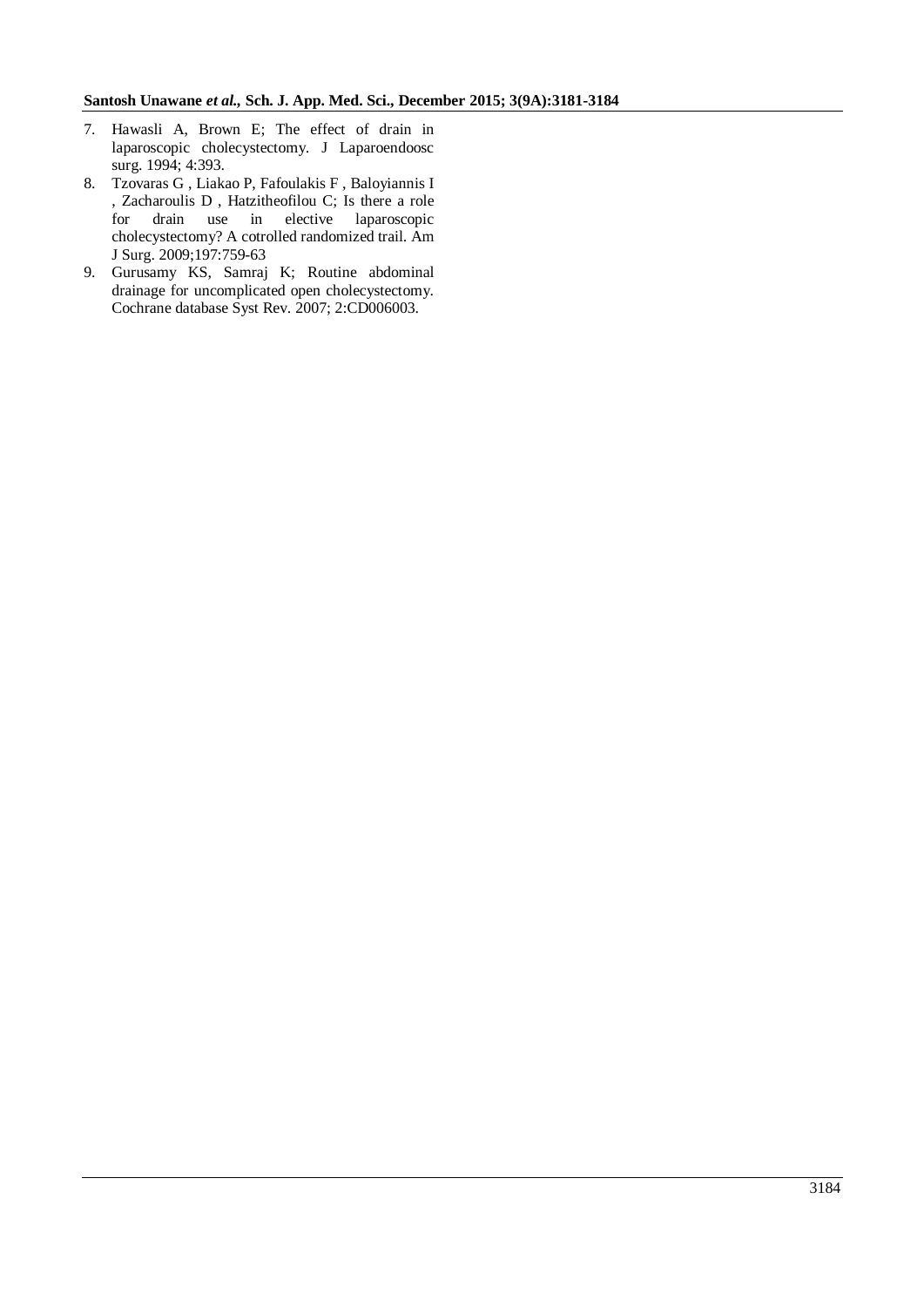7. Hawasli A, Brown E; The effect of drain in laparoscopic cholecystectomy. J Laparoendoosc surg. 1994; 4:393.
8. Tzovaras G , Liakao P, Fafoulakis F , Baloyiannis I , Zacharoulis D , Hatzitheofilou C; Is there a role for drain use in elective laparoscopic cholecystectomy? A cotrolled randomized trail. Am J Surg. 2009;197:759-63
9. Gurusamy KS, Samraj K; Routine abdominal drainage for uncomplicated open cholecystectomy. Cochrane database Syst Rev. 2007; 2:CD006003.